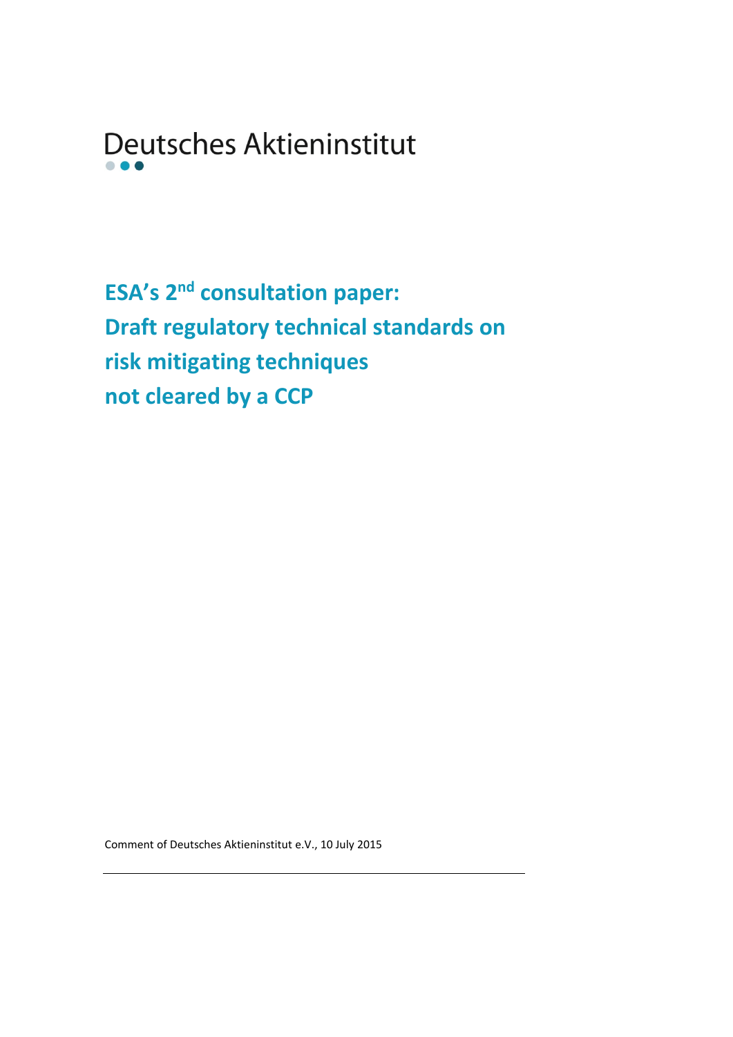Deutsches Aktieninstitut

# ESA's 2nd consultation paper: Draft regulatory technical standards on risk mitigating techniques not cleared by a CCP

Comment of Deutsches Aktieninstitut e.V., 10 July 2015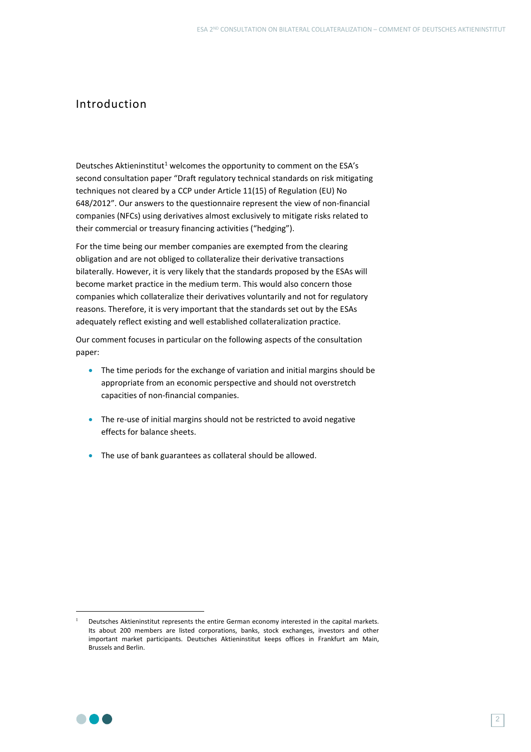# Introduction

Deutsches Aktieninstitut[1] welcomes the opportunity to comment on the ESA's second consultation paper "Draft regulatory technical standards on risk mitigating techniques not cleared by a CCP under Article 11(15) of Regulation (EU) No 648/2012". Our answers to the questionnaire represent the view of non-financial companies (NFCs) using derivatives almost exclusively to mitigate risks related to their commercial or treasury financing activities ("hedging").

For the time being our member companies are exempted from the clearing obligation and are not obliged to collateralize their derivative transactions bilaterally. However, it is very likely that the standards proposed by the ESAs will become market practice in the medium term. This would also concern those companies which collateralize their derivatives voluntarily and not for regulatory reasons. Therefore, it is very important that the standards set out by the ESAs adequately reflect existing and well established collateralization practice.

Our comment focuses in particular on the following aspects of the consultation paper:

- The time periods for the exchange of variation and initial margins should be appropriate from an economic perspective and should not overstretch capacities of non-financial companies.
- The re-use of initial margins should not be restricted to avoid negative effects for balance sheets.
- The use of bank guarantees as collateral should be allowed.

[1] Deutsches Aktieninstitut represents the entire German economy interested in the capital markets. Its about 200 members are listed corporations, banks, stock exchanges, investors and other important market participants. Deutsches Aktieninstitut keeps offices in Frankfurt am Main, Brussels and Berlin.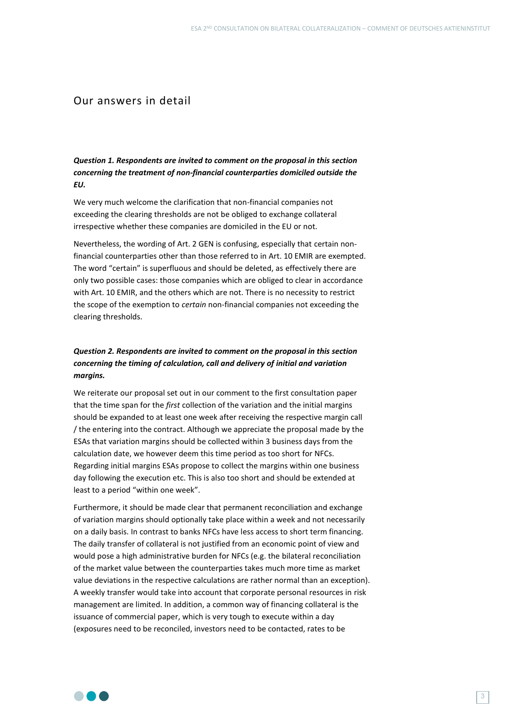## Our answers in detail

***Question 1. Respondents are invited to comment on the proposal in this section concerning the treatment of non-financial counterparties domiciled outside the EU.***

We very much welcome the clarification that non-financial companies not exceeding the clearing thresholds are not be obliged to exchange collateral irrespective whether these companies are domiciled in the EU or not.

Nevertheless, the wording of Art. 2 GEN is confusing, especially that certain non-financial counterparties other than those referred to in Art. 10 EMIR are exempted. The word "certain" is superfluous and should be deleted, as effectively there are only two possible cases: those companies which are obliged to clear in accordance with Art. 10 EMIR, and the others which are not. There is no necessity to restrict the scope of the exemption to *certain* non-financial companies not exceeding the clearing thresholds.

***Question 2. Respondents are invited to comment on the proposal in this section concerning the timing of calculation, call and delivery of initial and variation margins.***

We reiterate our proposal set out in our comment to the first consultation paper that the time span for the *first* collection of the variation and the initial margins should be expanded to at least one week after receiving the respective margin call / the entering into the contract. Although we appreciate the proposal made by the ESAs that variation margins should be collected within 3 business days from the calculation date, we however deem this time period as too short for NFCs. Regarding initial margins ESAs propose to collect the margins within one business day following the execution etc. This is also too short and should be extended at least to a period "within one week".

Furthermore, it should be made clear that permanent reconciliation and exchange of variation margins should optionally take place within a week and not necessarily on a daily basis. In contrast to banks NFCs have less access to short term financing. The daily transfer of collateral is not justified from an economic point of view and would pose a high administrative burden for NFCs (e.g. the bilateral reconciliation of the market value between the counterparties takes much more time as market value deviations in the respective calculations are rather normal than an exception). A weekly transfer would take into account that corporate personal resources in risk management are limited. In addition, a common way of financing collateral is the issuance of commercial paper, which is very tough to execute within a day (exposures need to be reconciled, investors need to be contacted, rates to be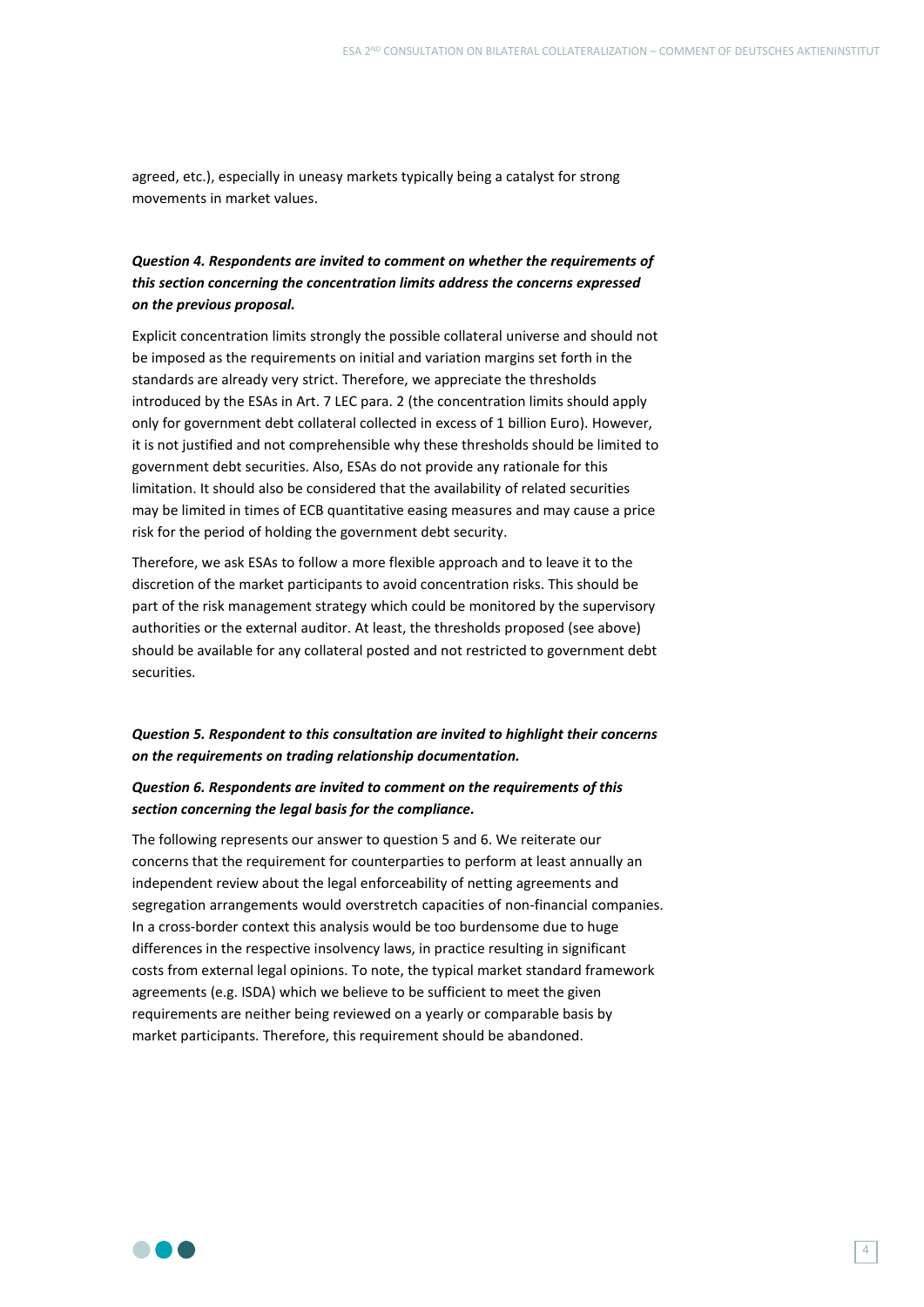agreed, etc.), especially in uneasy markets typically being a catalyst for strong movements in market values.

***Question 4. Respondents are invited to comment on whether the requirements of this section concerning the concentration limits address the concerns expressed on the previous proposal.***

Explicit concentration limits strongly the possible collateral universe and should not be imposed as the requirements on initial and variation margins set forth in the standards are already very strict. Therefore, we appreciate the thresholds introduced by the ESAs in Art. 7 LEC para. 2 (the concentration limits should apply only for government debt collateral collected in excess of 1 billion Euro). However, it is not justified and not comprehensible why these thresholds should be limited to government debt securities. Also, ESAs do not provide any rationale for this limitation. It should also be considered that the availability of related securities may be limited in times of ECB quantitative easing measures and may cause a price risk for the period of holding the government debt security.

Therefore, we ask ESAs to follow a more flexible approach and to leave it to the discretion of the market participants to avoid concentration risks. This should be part of the risk management strategy which could be monitored by the supervisory authorities or the external auditor. At least, the thresholds proposed (see above) should be available for any collateral posted and not restricted to government debt securities.

***Question 5. Respondent to this consultation are invited to highlight their concerns on the requirements on trading relationship documentation.***

***Question 6. Respondents are invited to comment on the requirements of this section concerning the legal basis for the compliance.***

The following represents our answer to question 5 and 6. We reiterate our concerns that the requirement for counterparties to perform at least annually an independent review about the legal enforceability of netting agreements and segregation arrangements would overstretch capacities of non-financial companies. In a cross-border context this analysis would be too burdensome due to huge differences in the respective insolvency laws, in practice resulting in significant costs from external legal opinions. To note, the typical market standard framework agreements (e.g. ISDA) which we believe to be sufficient to meet the given requirements are neither being reviewed on a yearly or comparable basis by market participants. Therefore, this requirement should be abandoned.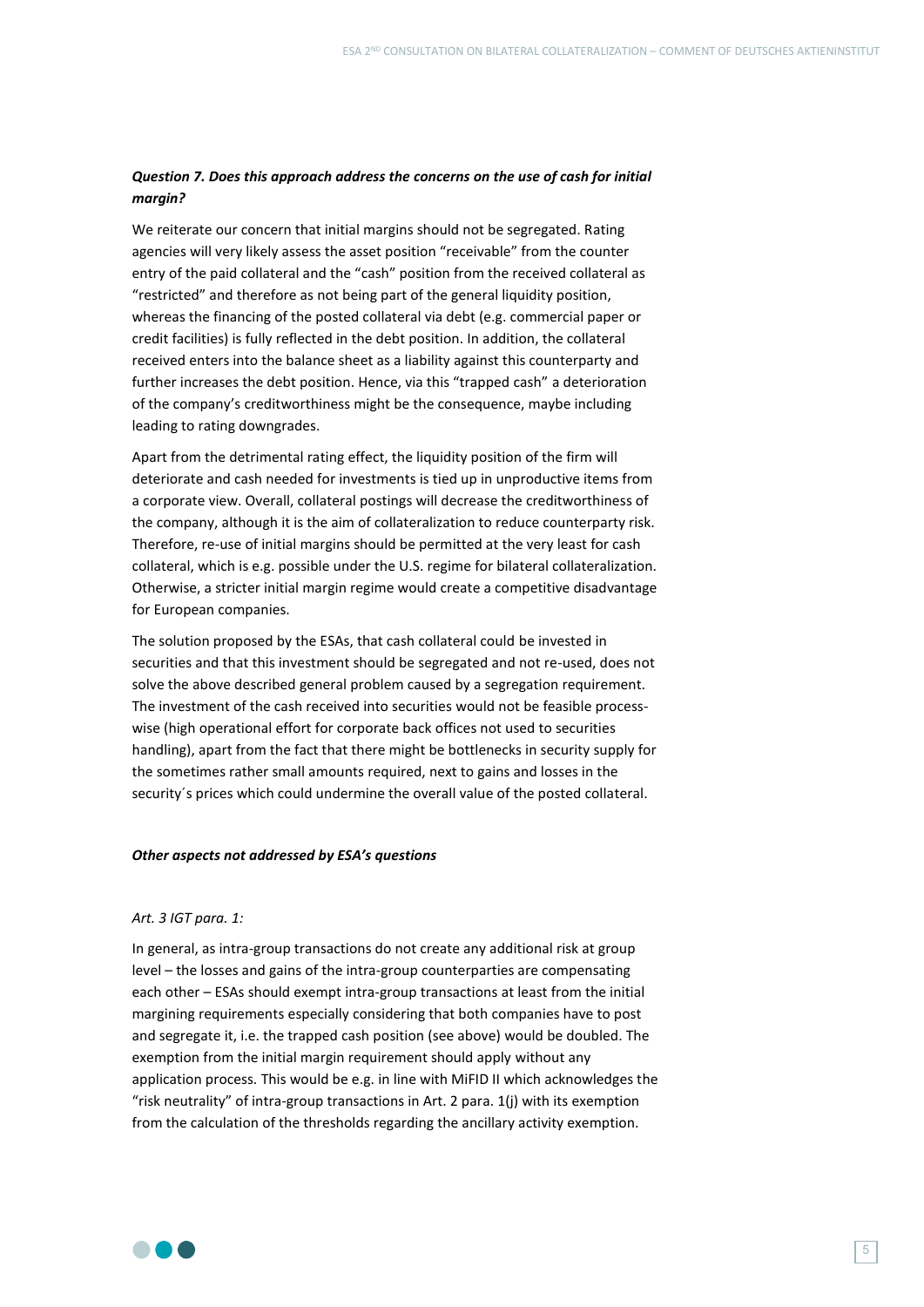***Question 7. Does this approach address the concerns on the use of cash for initial margin?***

We reiterate our concern that initial margins should not be segregated. Rating agencies will very likely assess the asset position "receivable" from the counter entry of the paid collateral and the "cash" position from the received collateral as "restricted" and therefore as not being part of the general liquidity position, whereas the financing of the posted collateral via debt (e.g. commercial paper or credit facilities) is fully reflected in the debt position. In addition, the collateral received enters into the balance sheet as a liability against this counterparty and further increases the debt position. Hence, via this "trapped cash" a deterioration of the company's creditworthiness might be the consequence, maybe including leading to rating downgrades.

Apart from the detrimental rating effect, the liquidity position of the firm will deteriorate and cash needed for investments is tied up in unproductive items from a corporate view. Overall, collateral postings will decrease the creditworthiness of the company, although it is the aim of collateralization to reduce counterparty risk. Therefore, re-use of initial margins should be permitted at the very least for cash collateral, which is e.g. possible under the U.S. regime for bilateral collateralization. Otherwise, a stricter initial margin regime would create a competitive disadvantage for European companies.

The solution proposed by the ESAs, that cash collateral could be invested in securities and that this investment should be segregated and not re-used, does not solve the above described general problem caused by a segregation requirement. The investment of the cash received into securities would not be feasible process-wise (high operational effort for corporate back offices not used to securities handling), apart from the fact that there might be bottlenecks in security supply for the sometimes rather small amounts required, next to gains and losses in the security´s prices which could undermine the overall value of the posted collateral.

***Other aspects not addressed by ESA's questions***

*Art. 3 IGT para. 1:*

In general, as intra-group transactions do not create any additional risk at group level – the losses and gains of the intra-group counterparties are compensating each other – ESAs should exempt intra-group transactions at least from the initial margining requirements especially considering that both companies have to post and segregate it, i.e. the trapped cash position (see above) would be doubled. The exemption from the initial margin requirement should apply without any application process. This would be e.g. in line with MiFID II which acknowledges the "risk neutrality" of intra-group transactions in Art. 2 para. 1(j) with its exemption from the calculation of the thresholds regarding the ancillary activity exemption.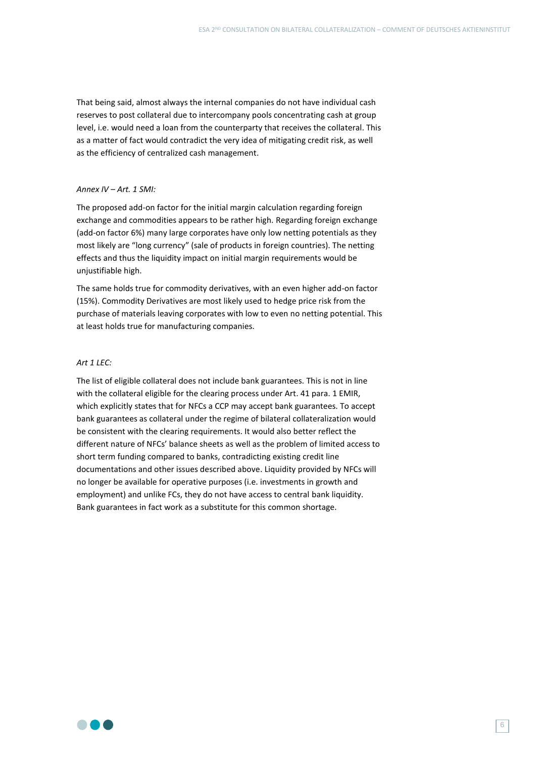That being said, almost always the internal companies do not have individual cash reserves to post collateral due to intercompany pools concentrating cash at group level, i.e. would need a loan from the counterparty that receives the collateral. This as a matter of fact would contradict the very idea of mitigating credit risk, as well as the efficiency of centralized cash management.

*Annex IV – Art. 1 SMI:*

The proposed add-on factor for the initial margin calculation regarding foreign exchange and commodities appears to be rather high. Regarding foreign exchange (add-on factor 6%) many large corporates have only low netting potentials as they most likely are "long currency" (sale of products in foreign countries). The netting effects and thus the liquidity impact on initial margin requirements would be unjustifiable high.

The same holds true for commodity derivatives, with an even higher add-on factor (15%). Commodity Derivatives are most likely used to hedge price risk from the purchase of materials leaving corporates with low to even no netting potential. This at least holds true for manufacturing companies.

*Art 1 LEC:*

The list of eligible collateral does not include bank guarantees. This is not in line with the collateral eligible for the clearing process under Art. 41 para. 1 EMIR, which explicitly states that for NFCs a CCP may accept bank guarantees. To accept bank guarantees as collateral under the regime of bilateral collateralization would be consistent with the clearing requirements. It would also better reflect the different nature of NFCs' balance sheets as well as the problem of limited access to short term funding compared to banks, contradicting existing credit line documentations and other issues described above. Liquidity provided by NFCs will no longer be available for operative purposes (i.e. investments in growth and employment) and unlike FCs, they do not have access to central bank liquidity. Bank guarantees in fact work as a substitute for this common shortage.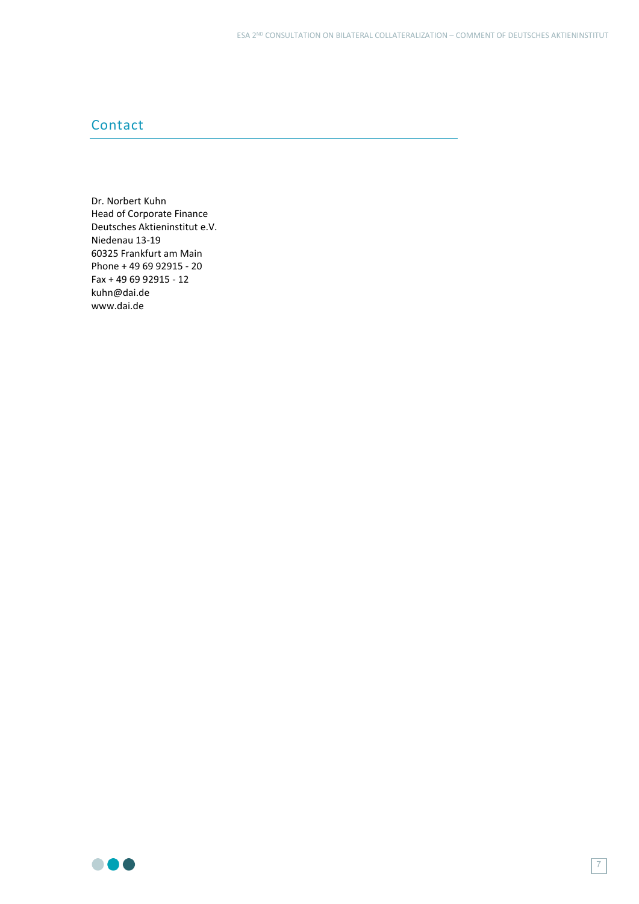## Contact

Dr. Norbert Kuhn
Head of Corporate Finance
Deutsches Aktieninstitut e.V.
Niedenau 13-19
60325 Frankfurt am Main
Phone + 49 69 92915 - 20
Fax + 49 69 92915 - 12
kuhn@dai.de
www.dai.de